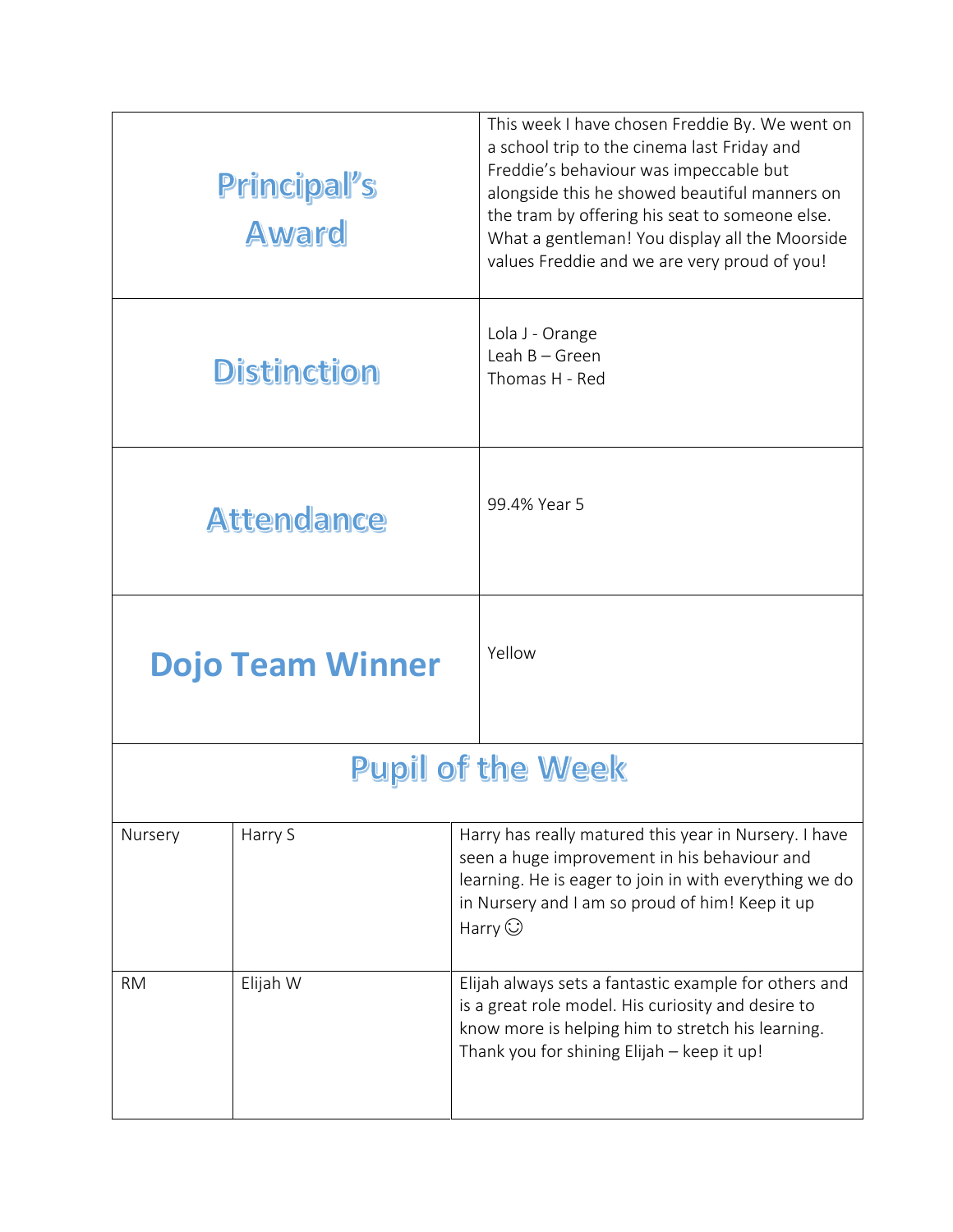| Principal's Award | This week I have chosen Freddie By. We went on a school trip to the cinema last Friday and Freddie's behaviour was impeccable but alongside this he showed beautiful manners on the tram by offering his seat to someone else. What a gentleman! You display all the Moorside values Freddie and we are very proud of you! |
|---|---|
| Distinction | Lola J - Orange<br>Leah B – Green<br>Thomas H - Red |
| Attendance | 99.4% Year 5 |
| Dojo Team Winner | Yellow |

## Pupil of the Week

| | | |
|---|---|---|
| Nursery | Harry S | Harry has really matured this year in Nursery. I have seen a huge improvement in his behaviour and learning. He is eager to join in with everything we do in Nursery and I am so proud of him! Keep it up Harry ☺ |
| RM | Elijah W | Elijah always sets a fantastic example for others and is a great role model. His curiosity and desire to know more is helping him to stretch his learning. Thank you for shining Elijah – keep it up! |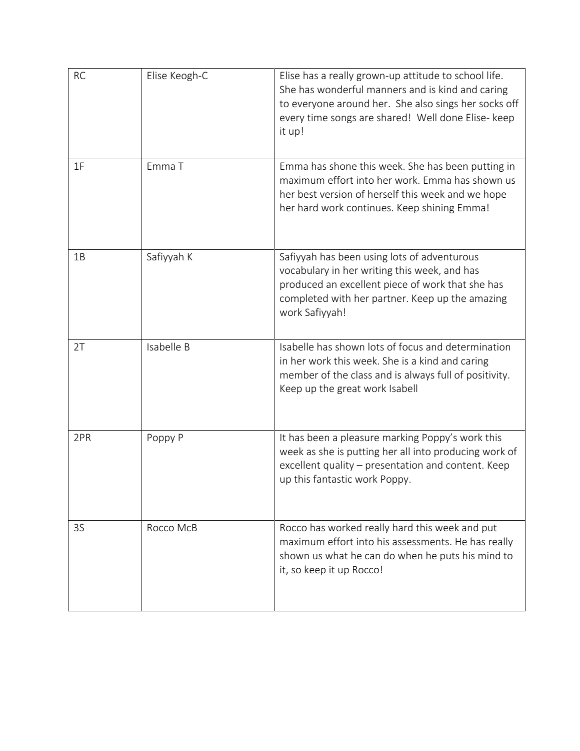| RC | Elise Keogh-C | Elise has a really grown-up attitude to school life. She has wonderful manners and is kind and caring to everyone around her. She also sings her socks off every time songs are shared! Well done Elise- keep it up! |
|---|---|---|
| 1F | Emma T | Emma has shone this week. She has been putting in maximum effort into her work. Emma has shown us her best version of herself this week and we hope her hard work continues. Keep shining Emma! |
| 1B | Safiyyah K | Safiyyah has been using lots of adventurous vocabulary in her writing this week, and has produced an excellent piece of work that she has completed with her partner. Keep up the amazing work Safiyyah! |
| 2T | Isabelle B | Isabelle has shown lots of focus and determination in her work this week. She is a kind and caring member of the class and is always full of positivity. Keep up the great work Isabell |
| 2PR | Poppy P | It has been a pleasure marking Poppy's work this week as she is putting her all into producing work of excellent quality – presentation and content. Keep up this fantastic work Poppy. |
| 3S | Rocco McB | Rocco has worked really hard this week and put maximum effort into his assessments. He has really shown us what he can do when he puts his mind to it, so keep it up Rocco! |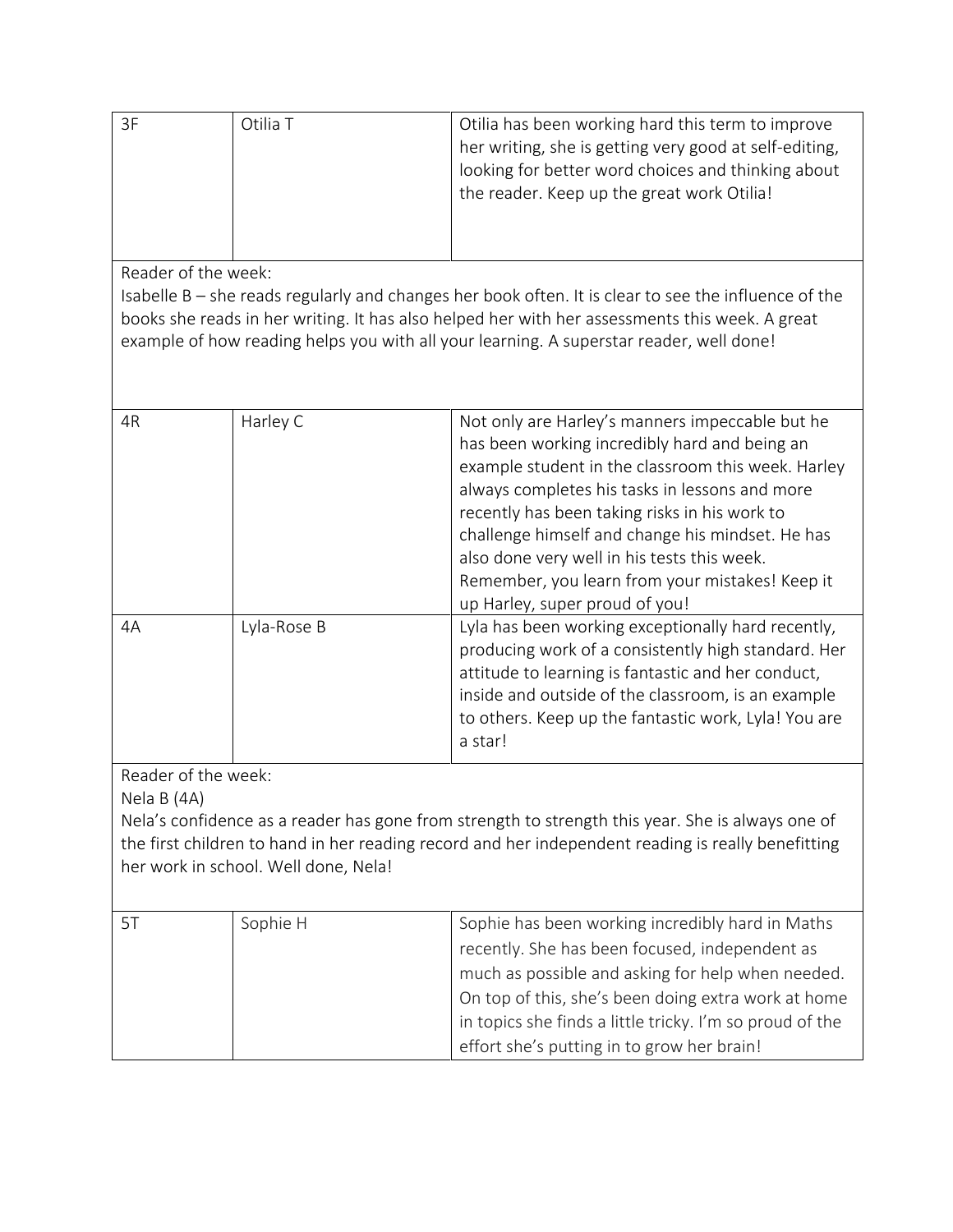| 3F | Otilia T | Otilia has been working hard this term to improve her writing, she is getting very good at self-editing, looking for better word choices and thinking about the reader. Keep up the great work Otilia! |
|---|---|---|

Reader of the week:
Isabelle B – she reads regularly and changes her book often. It is clear to see the influence of the books she reads in her writing. It has also helped her with her assessments this week. A great example of how reading helps you with all your learning. A superstar reader, well done!

| 4R | Harley C | Not only are Harley's manners impeccable but he has been working incredibly hard and being an example student in the classroom this week. Harley always completes his tasks in lessons and more recently has been taking risks in his work to challenge himself and change his mindset. He has also done very well in his tests this week. Remember, you learn from your mistakes! Keep it up Harley, super proud of you! |
|---|---|---|
| 4A | Lyla-Rose B | Lyla has been working exceptionally hard recently, producing work of a consistently high standard. Her attitude to learning is fantastic and her conduct, inside and outside of the classroom, is an example to others. Keep up the fantastic work, Lyla! You are a star! |

Reader of the week:
Nela B (4A)
Nela's confidence as a reader has gone from strength to strength this year. She is always one of the first children to hand in her reading record and her independent reading is really benefitting her work in school. Well done, Nela!

| 5T | Sophie H | Sophie has been working incredibly hard in Maths recently. She has been focused, independent as much as possible and asking for help when needed. On top of this, she's been doing extra work at home in topics she finds a little tricky. I'm so proud of the effort she's putting in to grow her brain! |
|---|---|---|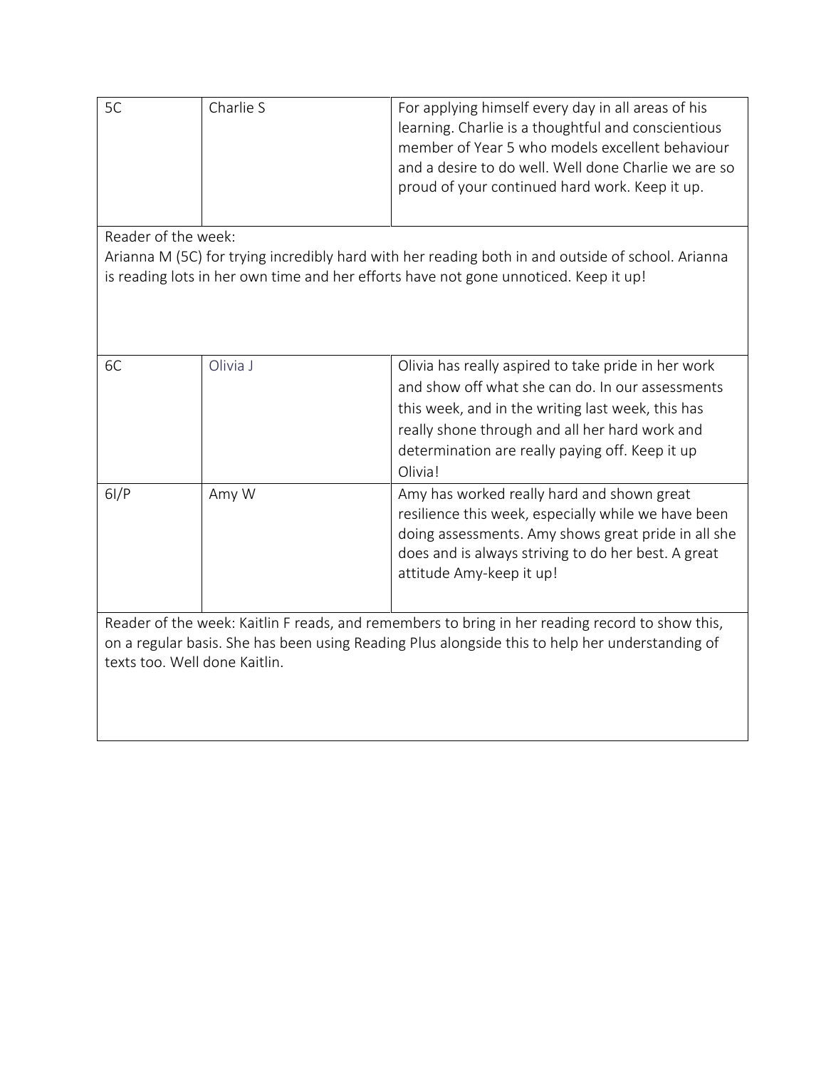| | | |
|---|---|---|
| 5C | Charlie S | For applying himself every day in all areas of his learning. Charlie is a thoughtful and conscientious member of Year 5 who models excellent behaviour and a desire to do well. Well done Charlie we are so proud of your continued hard work. Keep it up. |
| Reader of the week: Arianna M (5C) for trying incredibly hard with her reading both in and outside of school. Arianna is reading lots in her own time and her efforts have not gone unnoticed. Keep it up! | | |
| 6C | Olivia J | Olivia has really aspired to take pride in her work and show off what she can do. In our assessments this week, and in the writing last week, this has really shone through and all her hard work and determination are really paying off. Keep it up Olivia! |
| 6I/P | Amy W | Amy has worked really hard and shown great resilience this week, especially while we have been doing assessments. Amy shows great pride in all she does and is always striving to do her best. A great attitude Amy-keep it up! |
| Reader of the week: Kaitlin F reads, and remembers to bring in her reading record to show this, on a regular basis. She has been using Reading Plus alongside this to help her understanding of texts too. Well done Kaitlin. | | |